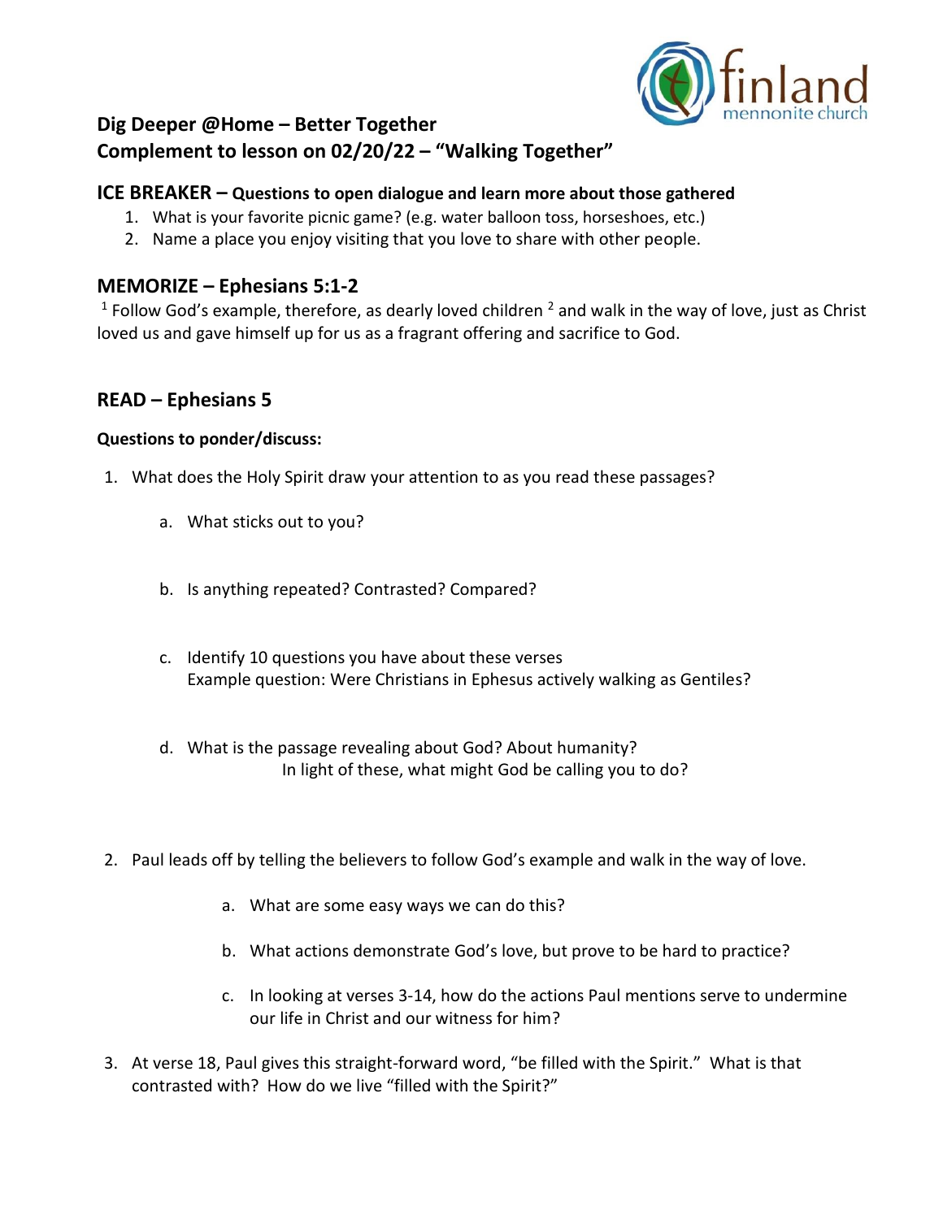finland mennonite church

## Dig Deeper @Home – Better Together
## Complement to lesson on 02/20/22 – "Walking Together"

### ICE BREAKER – Questions to open dialogue and learn more about those gathered

1. What is your favorite picnic game? (e.g. water balloon toss, horseshoes, etc.)
2. Name a place you enjoy visiting that you love to share with other people.

### MEMORIZE – Ephesians 5:1-2

[1] Follow God's example, therefore, as dearly loved children [2] and walk in the way of love, just as Christ loved us and gave himself up for us as a fragrant offering and sacrifice to God.

### READ – Ephesians 5

**Questions to ponder/discuss:**

1. What does the Holy Spirit draw your attention to as you read these passages?
   a. What sticks out to you?
   b. Is anything repeated? Contrasted? Compared?
   c. Identify 10 questions you have about these verses
      Example question: Were Christians in Ephesus actively walking as Gentiles?
   d. What is the passage revealing about God? About humanity?
      In light of these, what might God be calling you to do?
2. Paul leads off by telling the believers to follow God's example and walk in the way of love.
   a. What are some easy ways we can do this?
   b. What actions demonstrate God's love, but prove to be hard to practice?
   c. In looking at verses 3-14, how do the actions Paul mentions serve to undermine our life in Christ and our witness for him?
3. At verse 18, Paul gives this straight-forward word, "be filled with the Spirit." What is that contrasted with? How do we live "filled with the Spirit?"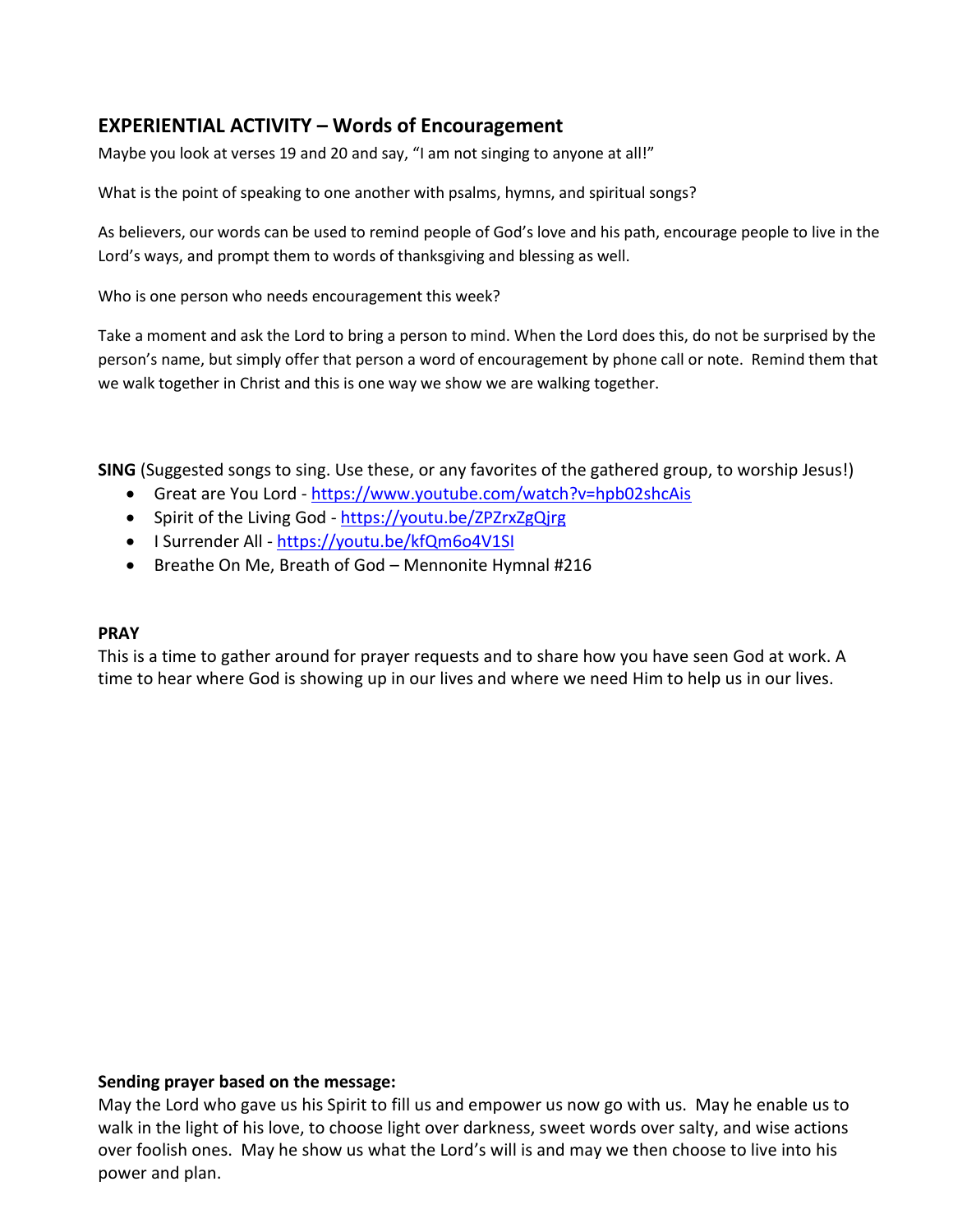## EXPERIENTIAL ACTIVITY – Words of Encouragement

Maybe you look at verses 19 and 20 and say, "I am not singing to anyone at all!"

What is the point of speaking to one another with psalms, hymns, and spiritual songs?

As believers, our words can be used to remind people of God's love and his path, encourage people to live in the Lord's ways, and prompt them to words of thanksgiving and blessing as well.

Who is one person who needs encouragement this week?

Take a moment and ask the Lord to bring a person to mind. When the Lord does this, do not be surprised by the person's name, but simply offer that person a word of encouragement by phone call or note. Remind them that we walk together in Christ and this is one way we show we are walking together.

**SING** (Suggested songs to sing. Use these, or any favorites of the gathered group, to worship Jesus!)

- Great are You Lord - https://www.youtube.com/watch?v=hpb02shcAis
- Spirit of the Living God - https://youtu.be/ZPZrxZgQjrg
- I Surrender All - https://youtu.be/kfQm6o4V1SI
- Breathe On Me, Breath of God – Mennonite Hymnal #216

**PRAY**

This is a time to gather around for prayer requests and to share how you have seen God at work. A time to hear where God is showing up in our lives and where we need Him to help us in our lives.

**Sending prayer based on the message:**

May the Lord who gave us his Spirit to fill us and empower us now go with us. May he enable us to walk in the light of his love, to choose light over darkness, sweet words over salty, and wise actions over foolish ones. May he show us what the Lord's will is and may we then choose to live into his power and plan.